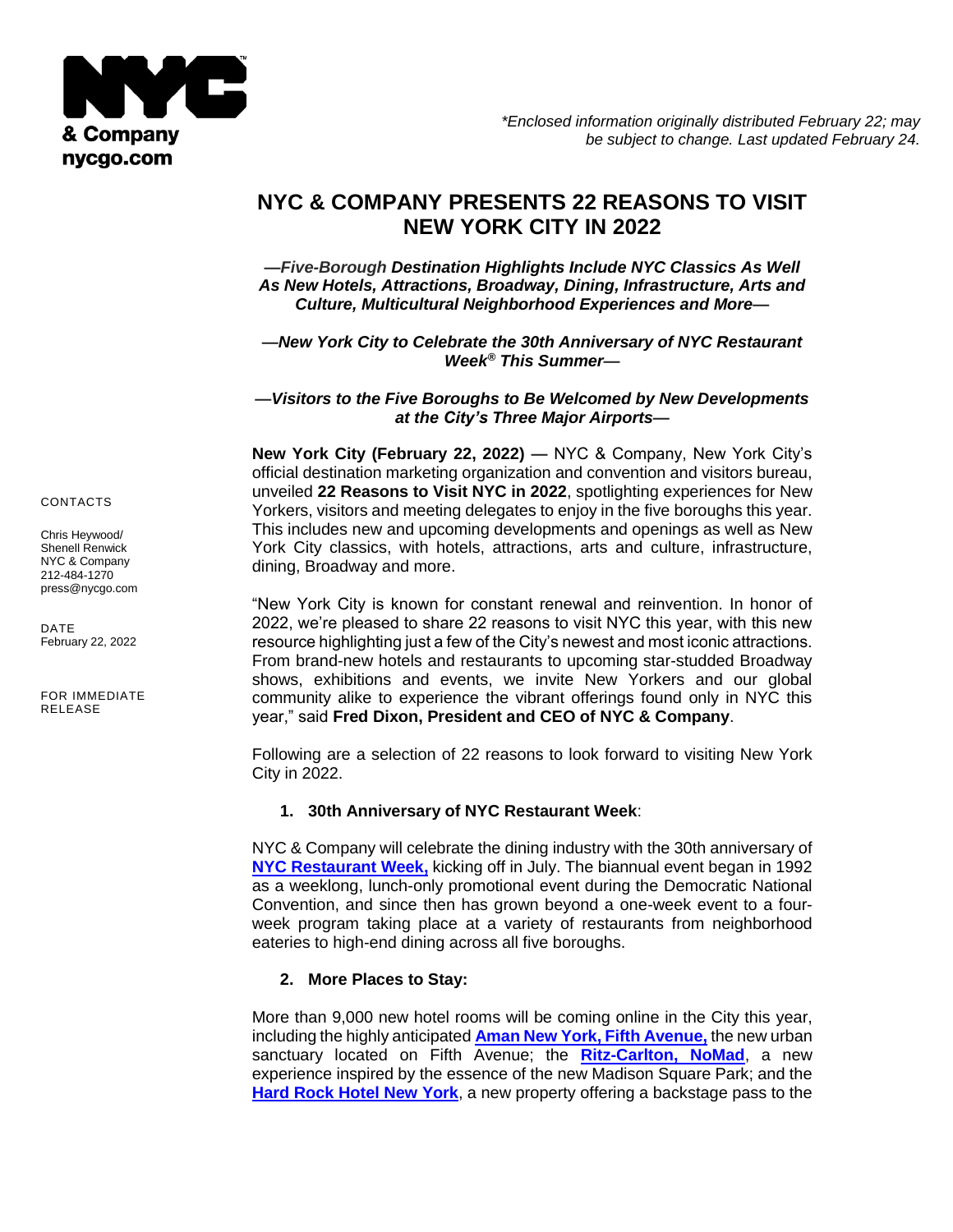NYC & Company
nycgo.com

*\*Enclosed information originally distributed February 22; may be subject to change. Last updated February 24.*

CONTACTS

Chris Heywood/
Shenell Renwick
NYC & Company
212-484-1270
press@nycgo.com

DATE
February 22, 2022

FOR IMMEDIATE RELEASE

# NYC & COMPANY PRESENTS 22 REASONS TO VISIT NEW YORK CITY IN 2022

***—Five-Borough Destination Highlights Include NYC Classics As Well As New Hotels, Attractions, Broadway, Dining, Infrastructure, Arts and Culture, Multicultural Neighborhood Experiences and More—***

***—New York City to Celebrate the 30th Anniversary of NYC Restaurant Week® This Summer—***

***—Visitors to the Five Boroughs to Be Welcomed by New Developments at the City's Three Major Airports—***

**New York City (February 22, 2022) —** NYC & Company, New York City's official destination marketing organization and convention and visitors bureau, unveiled **22 Reasons to Visit NYC in 2022**, spotlighting experiences for New Yorkers, visitors and meeting delegates to enjoy in the five boroughs this year. This includes new and upcoming developments and openings as well as New York City classics, with hotels, attractions, arts and culture, infrastructure, dining, Broadway and more.

"New York City is known for constant renewal and reinvention. In honor of 2022, we're pleased to share 22 reasons to visit NYC this year, with this new resource highlighting just a few of the City's newest and most iconic attractions. From brand-new hotels and restaurants to upcoming star-studded Broadway shows, exhibitions and events, we invite New Yorkers and our global community alike to experience the vibrant offerings found only in NYC this year," said **Fred Dixon, President and CEO of NYC & Company**.

Following are a selection of 22 reasons to look forward to visiting New York City in 2022.

1. **30th Anniversary of NYC Restaurant Week**:

NYC & Company will celebrate the dining industry with the 30th anniversary of **NYC Restaurant Week,** kicking off in July. The biannual event began in 1992 as a weeklong, lunch-only promotional event during the Democratic National Convention, and since then has grown beyond a one-week event to a four-week program taking place at a variety of restaurants from neighborhood eateries to high-end dining across all five boroughs.

2. **More Places to Stay:**

More than 9,000 new hotel rooms will be coming online in the City this year, including the highly anticipated **Aman New York, Fifth Avenue,** the new urban sanctuary located on Fifth Avenue; the **Ritz-Carlton, NoMad**, a new experience inspired by the essence of the new Madison Square Park; and the **Hard Rock Hotel New York**, a new property offering a backstage pass to the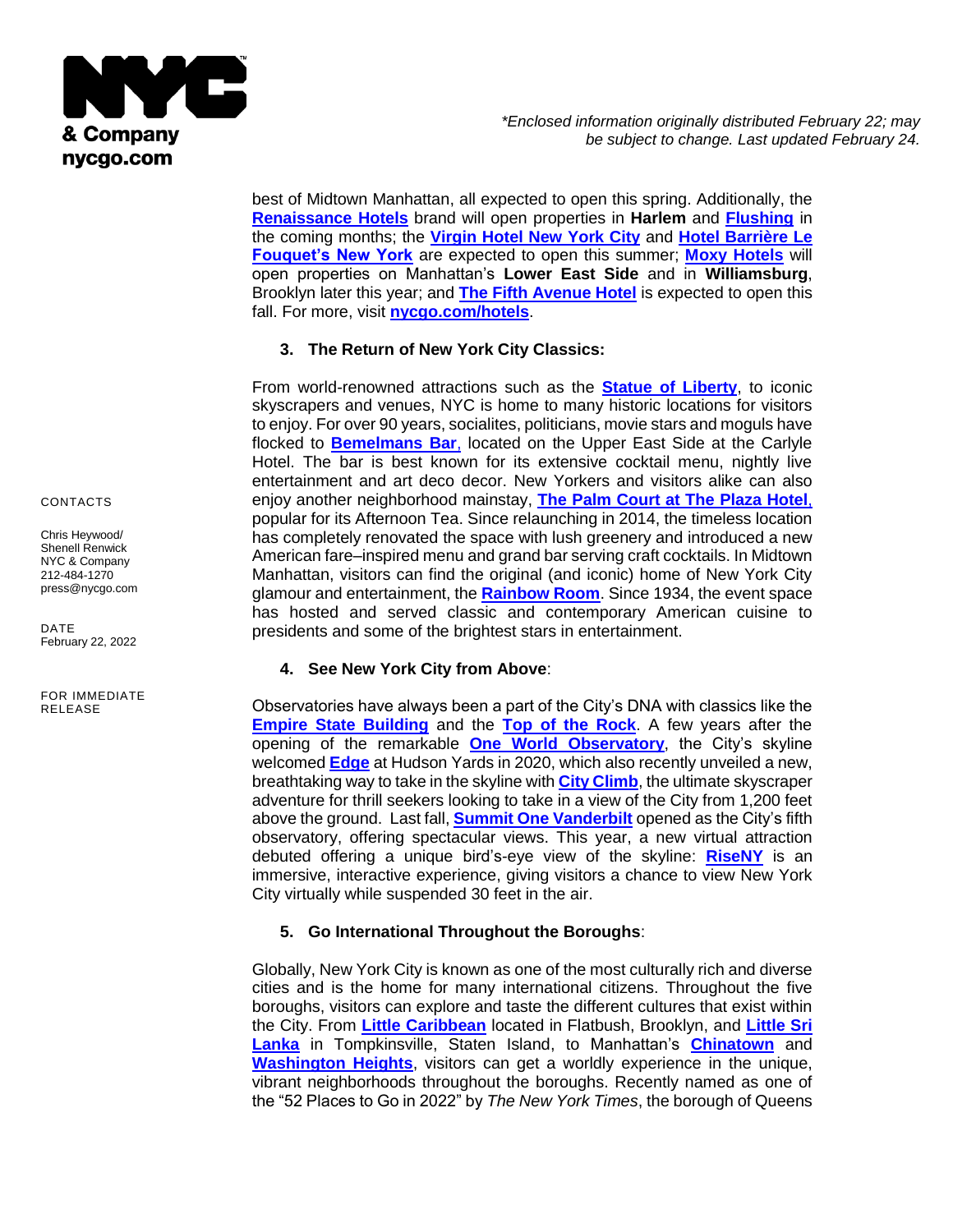*Enclosed information originally distributed February 22; may be subject to change. Last updated February 24.*

CONTACTS

Chris Heywood/ Shenell Renwick
NYC & Company
212-484-1270
press@nycgo.com

DATE
February 22, 2022

FOR IMMEDIATE RELEASE

best of Midtown Manhattan, all expected to open this spring. Additionally, the **Renaissance Hotels** brand will open properties in **Harlem** and **Flushing** in the coming months; the **Virgin Hotel New York City** and **Hotel Barrière Le Fouquet's New York** are expected to open this summer; **Moxy Hotels** will open properties on Manhattan's **Lower East Side** and in **Williamsburg**, Brooklyn later this year; and **The Fifth Avenue Hotel** is expected to open this fall. For more, visit **nycgo.com/hotels**.

3. **The Return of New York City Classics:**

From world-renowned attractions such as the **Statue of Liberty**, to iconic skyscrapers and venues, NYC is home to many historic locations for visitors to enjoy. For over 90 years, socialites, politicians, movie stars and moguls have flocked to **Bemelmans Bar**, located on the Upper East Side at the Carlyle Hotel. The bar is best known for its extensive cocktail menu, nightly live entertainment and art deco decor. New Yorkers and visitors alike can also enjoy another neighborhood mainstay, **The Palm Court at The Plaza Hotel**, popular for its Afternoon Tea. Since relaunching in 2014, the timeless location has completely renovated the space with lush greenery and introduced a new American fare–inspired menu and grand bar serving craft cocktails. In Midtown Manhattan, visitors can find the original (and iconic) home of New York City glamour and entertainment, the **Rainbow Room**. Since 1934, the event space has hosted and served classic and contemporary American cuisine to presidents and some of the brightest stars in entertainment.

4. **See New York City from Above**:

Observatories have always been a part of the City's DNA with classics like the **Empire State Building** and the **Top of the Rock**. A few years after the opening of the remarkable **One World Observatory**, the City's skyline welcomed **Edge** at Hudson Yards in 2020, which also recently unveiled a new, breathtaking way to take in the skyline with **City Climb**, the ultimate skyscraper adventure for thrill seekers looking to take in a view of the City from 1,200 feet above the ground. Last fall, **Summit One Vanderbilt** opened as the City's fifth observatory, offering spectacular views. This year, a new virtual attraction debuted offering a unique bird's-eye view of the skyline: **RiseNY** is an immersive, interactive experience, giving visitors a chance to view New York City virtually while suspended 30 feet in the air.

5. **Go International Throughout the Boroughs**:

Globally, New York City is known as one of the most culturally rich and diverse cities and is the home for many international citizens. Throughout the five boroughs, visitors can explore and taste the different cultures that exist within the City. From **Little Caribbean** located in Flatbush, Brooklyn, and **Little Sri Lanka** in Tompkinsville, Staten Island, to Manhattan's **Chinatown** and **Washington Heights**, visitors can get a worldly experience in the unique, vibrant neighborhoods throughout the boroughs. Recently named as one of the "52 Places to Go in 2022" by *The New York Times*, the borough of Queens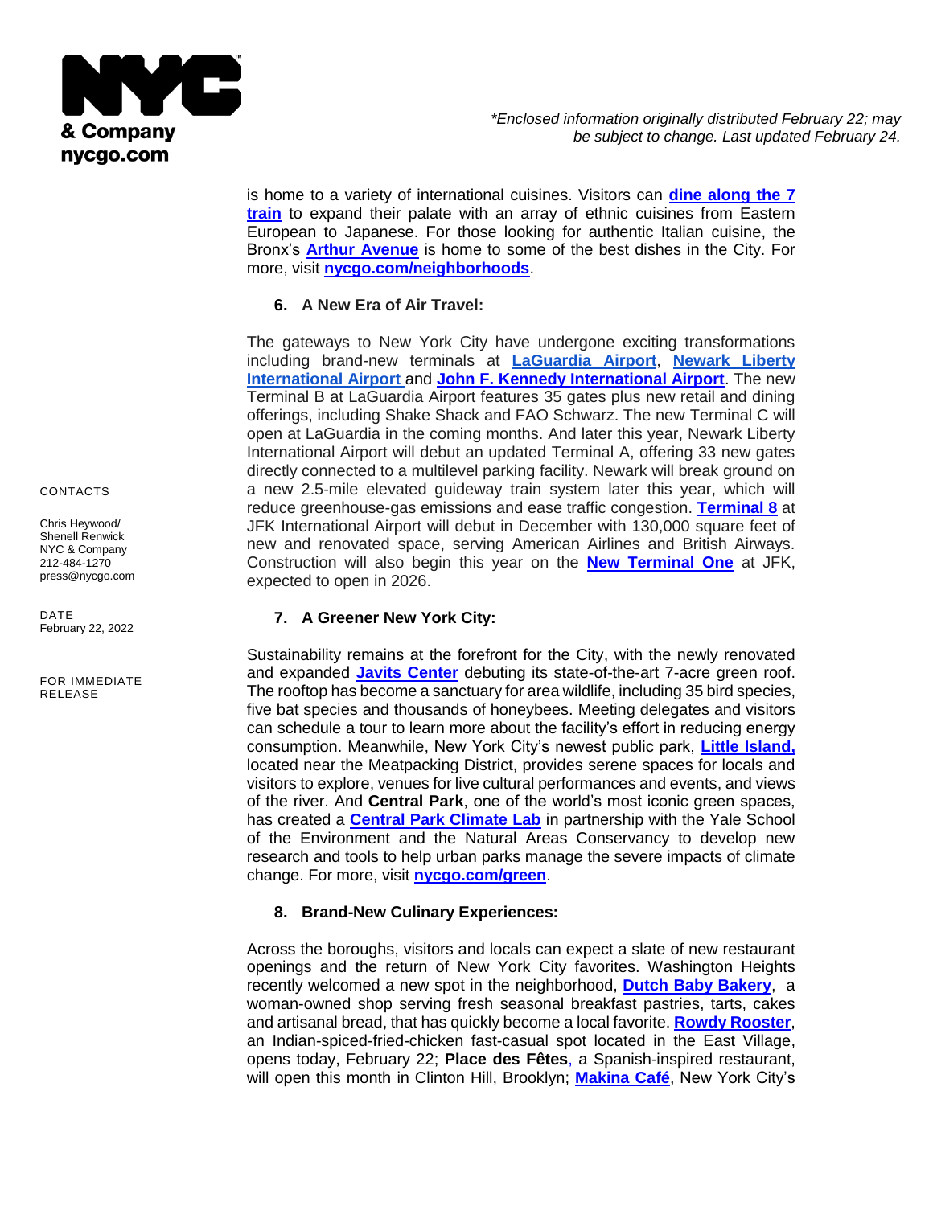is home to a variety of international cuisines. Visitors can **dine along the 7 train** to expand their palate with an array of ethnic cuisines from Eastern European to Japanese. For those looking for authentic Italian cuisine, the Bronx's **Arthur Avenue** is home to some of the best dishes in the City. For more, visit **nycgo.com/neighborhoods**.

### 6. A New Era of Air Travel:

The gateways to New York City have undergone exciting transformations including brand-new terminals at **LaGuardia Airport**, **Newark Liberty International Airport** and **John F. Kennedy International Airport**. The new Terminal B at LaGuardia Airport features 35 gates plus new retail and dining offerings, including Shake Shack and FAO Schwarz. The new Terminal C will open at LaGuardia in the coming months. And later this year, Newark Liberty International Airport will debut an updated Terminal A, offering 33 new gates directly connected to a multilevel parking facility. Newark will break ground on a new 2.5-mile elevated guideway train system later this year, which will reduce greenhouse-gas emissions and ease traffic congestion. **Terminal 8** at JFK International Airport will debut in December with 130,000 square feet of new and renovated space, serving American Airlines and British Airways. Construction will also begin this year on the **New Terminal One** at JFK, expected to open in 2026.

### 7. A Greener New York City:

Sustainability remains at the forefront for the City, with the newly renovated and expanded **Javits Center** debuting its state-of-the-art 7-acre green roof. The rooftop has become a sanctuary for area wildlife, including 35 bird species, five bat species and thousands of honeybees. Meeting delegates and visitors can schedule a tour to learn more about the facility's effort in reducing energy consumption. Meanwhile, New York City's newest public park, **Little Island,** located near the Meatpacking District, provides serene spaces for locals and visitors to explore, venues for live cultural performances and events, and views of the river. And **Central Park**, one of the world's most iconic green spaces, has created a **Central Park Climate Lab** in partnership with the Yale School of the Environment and the Natural Areas Conservancy to develop new research and tools to help urban parks manage the severe impacts of climate change. For more, visit **nycgo.com/green**.

### 8. Brand-New Culinary Experiences:

Across the boroughs, visitors and locals can expect a slate of new restaurant openings and the return of New York City favorites. Washington Heights recently welcomed a new spot in the neighborhood, **Dutch Baby Bakery**, a woman-owned shop serving fresh seasonal breakfast pastries, tarts, cakes and artisanal bread, that has quickly become a local favorite. **Rowdy Rooster**, an Indian-spiced-fried-chicken fast-casual spot located in the East Village, opens today, February 22; **Place des Fêtes**, a Spanish-inspired restaurant, will open this month in Clinton Hill, Brooklyn; **Makina Café**, New York City's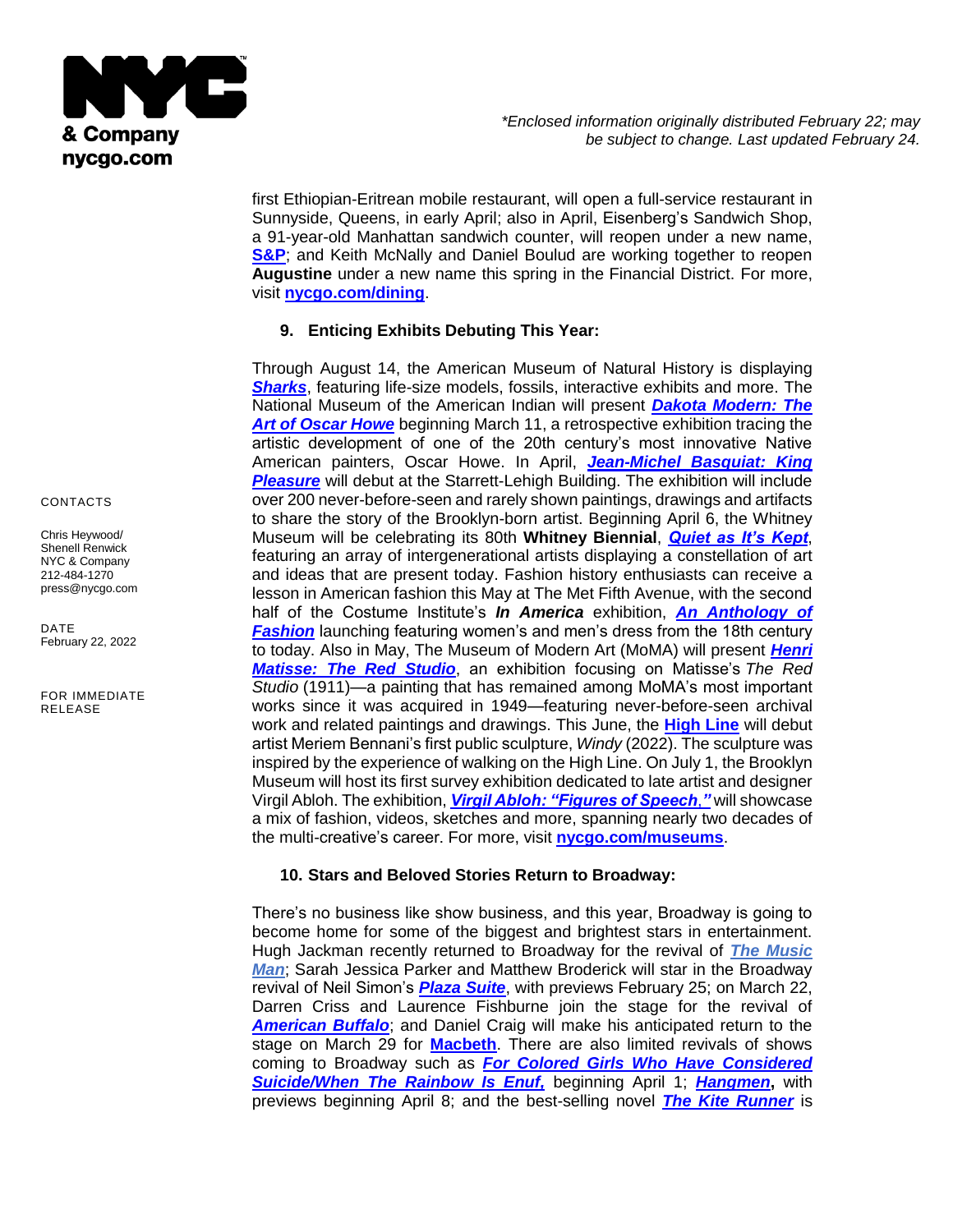first Ethiopian-Eritrean mobile restaurant, will open a full-service restaurant in Sunnyside, Queens, in early April; also in April, Eisenberg's Sandwich Shop, a 91-year-old Manhattan sandwich counter, will reopen under a new name, **S&P**; and Keith McNally and Daniel Boulud are working together to reopen **Augustine** under a new name this spring in the Financial District. For more, visit **nycgo.com/dining**.

**9. Enticing Exhibits Debuting This Year:**

Through August 14, the American Museum of Natural History is displaying ***Sharks***, featuring life-size models, fossils, interactive exhibits and more. The National Museum of the American Indian will present ***Dakota Modern: The Art of Oscar Howe*** beginning March 11, a retrospective exhibition tracing the artistic development of one of the 20th century's most innovative Native American painters, Oscar Howe. In April, ***Jean-Michel Basquiat: King Pleasure*** will debut at the Starrett-Lehigh Building. The exhibition will include over 200 never-before-seen and rarely shown paintings, drawings and artifacts to share the story of the Brooklyn-born artist. Beginning April 6, the Whitney Museum will be celebrating its 80th **Whitney Biennial**, ***Quiet as It's Kept***, featuring an array of intergenerational artists displaying a constellation of art and ideas that are present today. Fashion history enthusiasts can receive a lesson in American fashion this May at The Met Fifth Avenue, with the second half of the Costume Institute's ***In America*** exhibition, ***An Anthology of Fashion*** launching featuring women's and men's dress from the 18th century to today. Also in May, The Museum of Modern Art (MoMA) will present ***Henri Matisse: The Red Studio***, an exhibition focusing on Matisse's *The Red Studio* (1911)—a painting that has remained among MoMA's most important works since it was acquired in 1949—featuring never-before-seen archival work and related paintings and drawings. This June, the **High Line** will debut artist Meriem Bennani's first public sculpture, *Windy* (2022). The sculpture was inspired by the experience of walking on the High Line. On July 1, the Brooklyn Museum will host its first survey exhibition dedicated to late artist and designer Virgil Abloh. The exhibition, ***Virgil Abloh: "Figures of Speech,"*** will showcase a mix of fashion, videos, sketches and more, spanning nearly two decades of the multi-creative's career. For more, visit **nycgo.com/museums**.

**10. Stars and Beloved Stories Return to Broadway:**

There's no business like show business, and this year, Broadway is going to become home for some of the biggest and brightest stars in entertainment. Hugh Jackman recently returned to Broadway for the revival of ***The Music Man***; Sarah Jessica Parker and Matthew Broderick will star in the Broadway revival of Neil Simon's ***Plaza Suite***, with previews February 25; on March 22, Darren Criss and Laurence Fishburne join the stage for the revival of ***American Buffalo***; and Daniel Craig will make his anticipated return to the stage on March 29 for **Macbeth**. There are also limited revivals of shows coming to Broadway such as ***For Colored Girls Who Have Considered Suicide/When The Rainbow Is Enuf,*** beginning April 1; ***Hangmen*****,** with previews beginning April 8; and the best-selling novel ***The Kite Runner*** is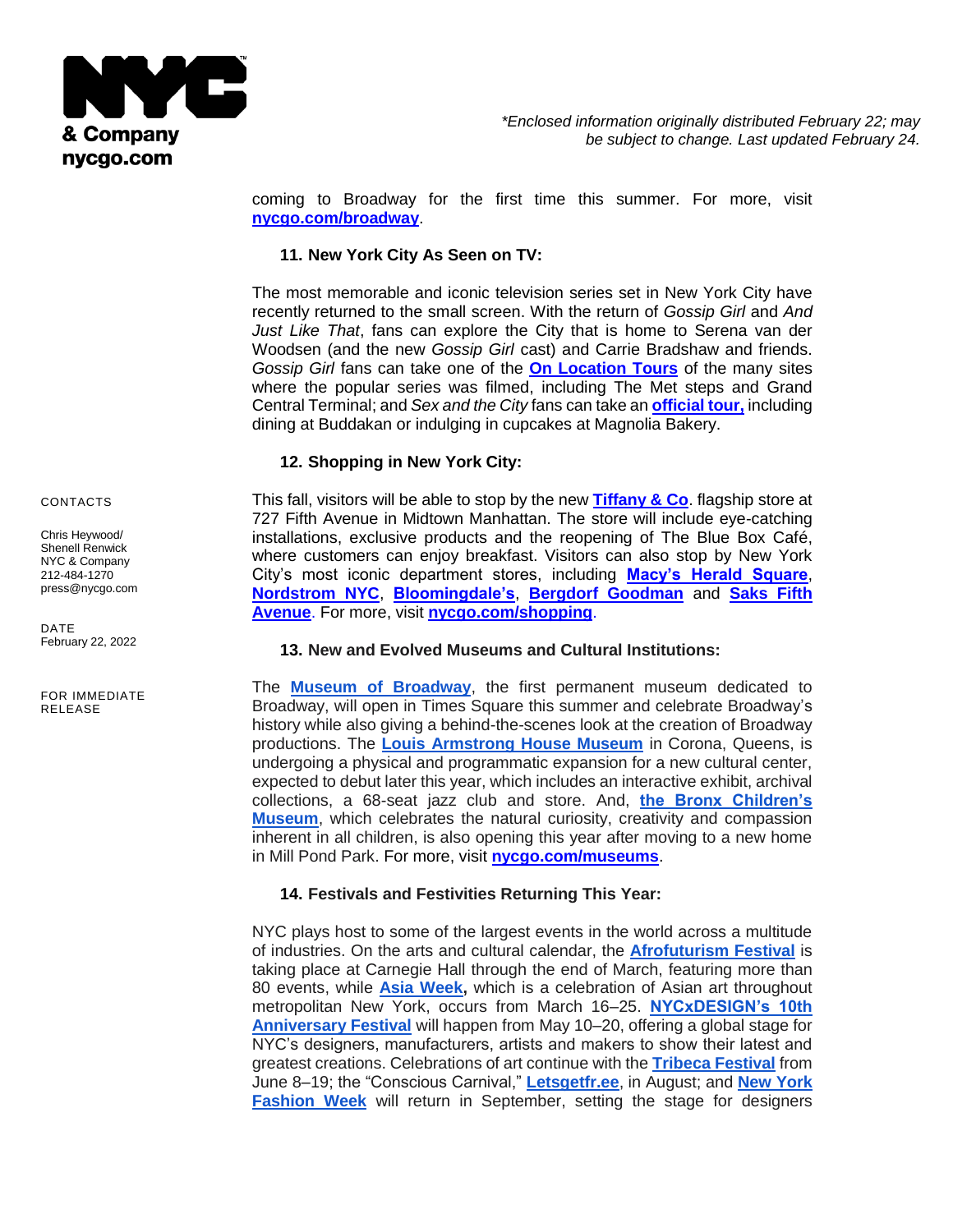coming to Broadway for the first time this summer. For more, visit **nycgo.com/broadway**.

### 11. New York City As Seen on TV:

The most memorable and iconic television series set in New York City have recently returned to the small screen. With the return of *Gossip Girl* and *And Just Like That*, fans can explore the City that is home to Serena van der Woodsen (and the new *Gossip Girl* cast) and Carrie Bradshaw and friends. *Gossip Girl* fans can take one of the **On Location Tours** of the many sites where the popular series was filmed, including The Met steps and Grand Central Terminal; and *Sex and the City* fans can take an **official tour,** including dining at Buddakan or indulging in cupcakes at Magnolia Bakery.

### 12. Shopping in New York City:

This fall, visitors will be able to stop by the new **Tiffany & Co**. flagship store at 727 Fifth Avenue in Midtown Manhattan. The store will include eye-catching installations, exclusive products and the reopening of The Blue Box Café, where customers can enjoy breakfast. Visitors can also stop by New York City's most iconic department stores, including **Macy's Herald Square**, **Nordstrom NYC**, **Bloomingdale's**, **Bergdorf Goodman** and **Saks Fifth Avenue**. For more, visit **nycgo.com/shopping**.

### 13. New and Evolved Museums and Cultural Institutions:

The **Museum of Broadway**, the first permanent museum dedicated to Broadway, will open in Times Square this summer and celebrate Broadway's history while also giving a behind-the-scenes look at the creation of Broadway productions. The **Louis Armstrong House Museum** in Corona, Queens, is undergoing a physical and programmatic expansion for a new cultural center, expected to debut later this year, which includes an interactive exhibit, archival collections, a 68-seat jazz club and store. And, **the Bronx Children's Museum**, which celebrates the natural curiosity, creativity and compassion inherent in all children, is also opening this year after moving to a new home in Mill Pond Park. For more, visit **nycgo.com/museums**.

### 14. Festivals and Festivities Returning This Year:

NYC plays host to some of the largest events in the world across a multitude of industries. On the arts and cultural calendar, the **Afrofuturism Festival** is taking place at Carnegie Hall through the end of March, featuring more than 80 events, while **Asia Week,** which is a celebration of Asian art throughout metropolitan New York, occurs from March 16–25. **NYCxDESIGN's 10th Anniversary Festival** will happen from May 10–20, offering a global stage for NYC's designers, manufacturers, artists and makers to show their latest and greatest creations. Celebrations of art continue with the **Tribeca Festival** from June 8–19; the "Conscious Carnival," **Letsgetfr.ee**, in August; and **New York Fashion Week** will return in September, setting the stage for designers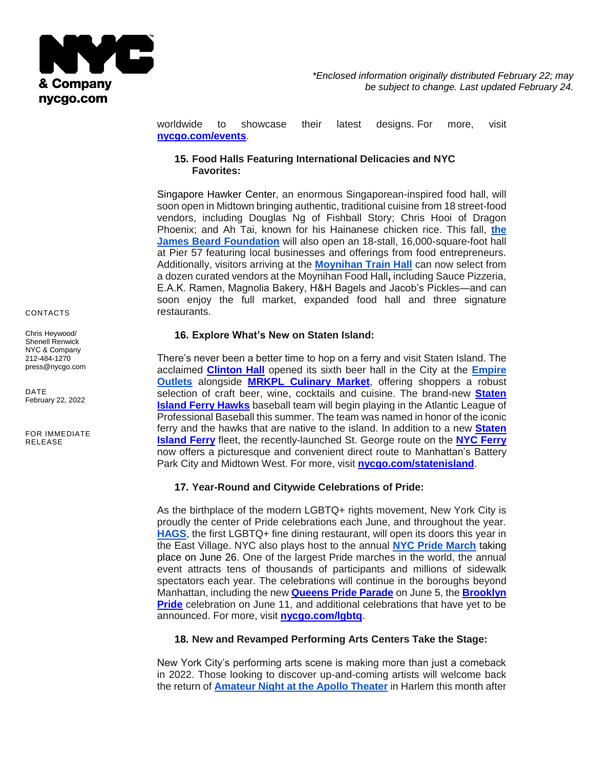worldwide to showcase their latest designs. For more, visit **nycgo.com/events**.

### 15. Food Halls Featuring International Delicacies and NYC Favorites:

Singapore Hawker Center, an enormous Singaporean-inspired food hall, will soon open in Midtown bringing authentic, traditional cuisine from 18 street-food vendors, including Douglas Ng of Fishball Story; Chris Hooi of Dragon Phoenix; and Ah Tai, known for his Hainanese chicken rice. This fall, **the James Beard Foundation** will also open an 18-stall, 16,000-square-foot hall at Pier 57 featuring local businesses and offerings from food entrepreneurs. Additionally, visitors arriving at the **Moynihan Train Hall** can now select from a dozen curated vendors at the Moynihan Food Hall**,** including Sauce Pizzeria, E.A.K. Ramen, Magnolia Bakery, H&H Bagels and Jacob's Pickles—and can soon enjoy the full market, expanded food hall and three signature restaurants.

### 16. Explore What's New on Staten Island:

There's never been a better time to hop on a ferry and visit Staten Island. The acclaimed **Clinton Hall** opened its sixth beer hall in the City at the **Empire Outlets** alongside **MRKPL Culinary Market**, offering shoppers a robust selection of craft beer, wine, cocktails and cuisine. The brand-new **Staten Island Ferry Hawks** baseball team will begin playing in the Atlantic League of Professional Baseball this summer. The team was named in honor of the iconic ferry and the hawks that are native to the island. In addition to a new **Staten Island Ferry** fleet, the recently-launched St. George route on the **NYC Ferry** now offers a picturesque and convenient direct route to Manhattan's Battery Park City and Midtown West. For more, visit **nycgo.com/statenisland**.

### 17. Year-Round and Citywide Celebrations of Pride:

As the birthplace of the modern LGBTQ+ rights movement, New York City is proudly the center of Pride celebrations each June, and throughout the year. **HAGS**, the first LGBTQ+ fine dining restaurant, will open its doors this year in the East Village. NYC also plays host to the annual **NYC Pride March** taking place on June 26. One of the largest Pride marches in the world, the annual event attracts tens of thousands of participants and millions of sidewalk spectators each year. The celebrations will continue in the boroughs beyond Manhattan, including the new **Queens Pride Parade** on June 5, the **Brooklyn Pride** celebration on June 11, and additional celebrations that have yet to be announced. For more, visit **nycgo.com/lgbtq**.

### 18. New and Revamped Performing Arts Centers Take the Stage:

New York City's performing arts scene is making more than just a comeback in 2022. Those looking to discover up-and-coming artists will welcome back the return of **Amateur Night at the Apollo Theater** in Harlem this month after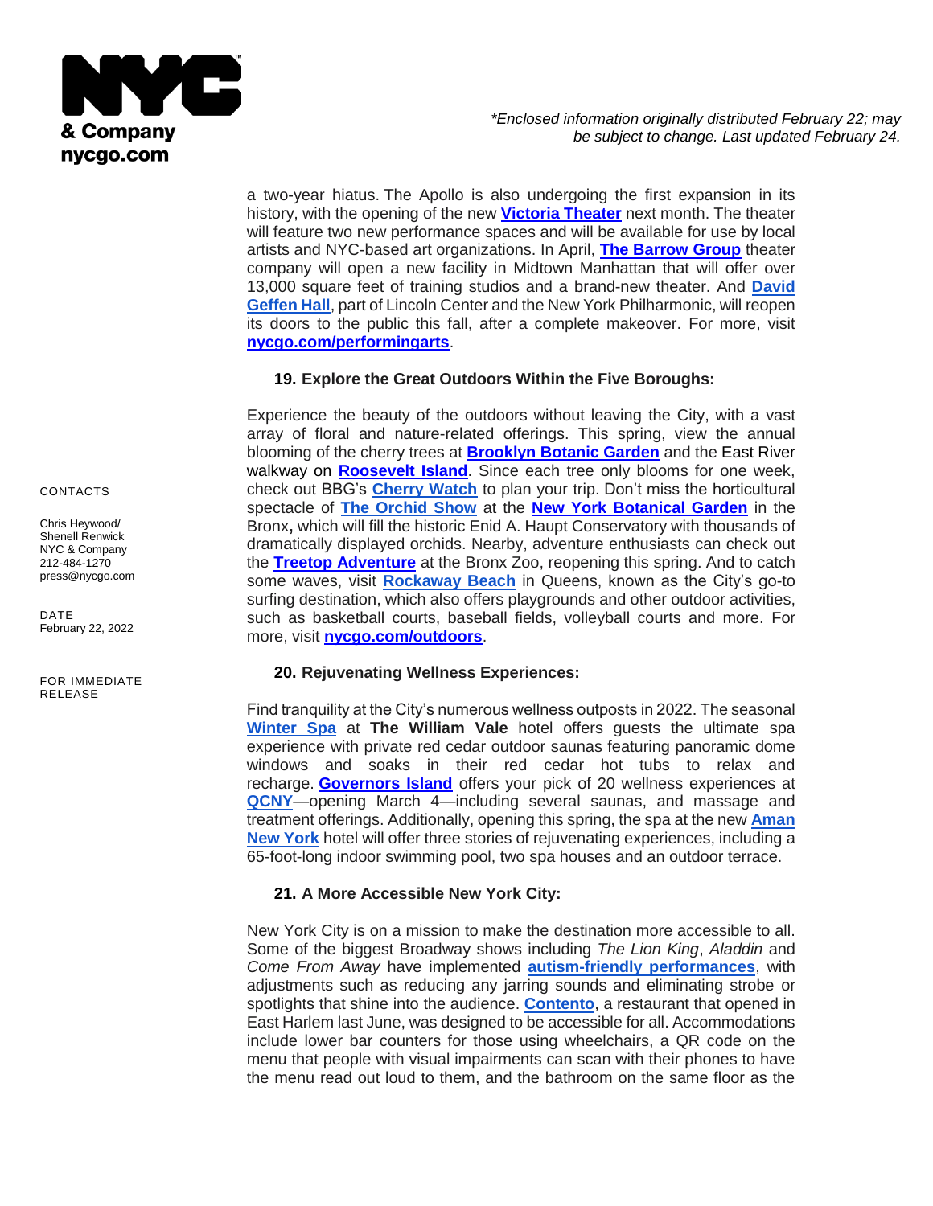a two-year hiatus. The Apollo is also undergoing the first expansion in its history, with the opening of the new **Victoria Theater** next month. The theater will feature two new performance spaces and will be available for use by local artists and NYC-based art organizations. In April, **The Barrow Group** theater company will open a new facility in Midtown Manhattan that will offer over 13,000 square feet of training studios and a brand-new theater. And **David Geffen Hall**, part of Lincoln Center and the New York Philharmonic, will reopen its doors to the public this fall, after a complete makeover. For more, visit **nycgo.com/performingarts**.

### 19. Explore the Great Outdoors Within the Five Boroughs:

Experience the beauty of the outdoors without leaving the City, with a vast array of floral and nature-related offerings. This spring, view the annual blooming of the cherry trees at **Brooklyn Botanic Garden** and the East River walkway on **Roosevelt Island**. Since each tree only blooms for one week, check out BBG's **Cherry Watch** to plan your trip. Don't miss the horticultural spectacle of **The Orchid Show** at the **New York Botanical Garden** in the Bronx**,** which will fill the historic Enid A. Haupt Conservatory with thousands of dramatically displayed orchids. Nearby, adventure enthusiasts can check out the **Treetop Adventure** at the Bronx Zoo, reopening this spring. And to catch some waves, visit **Rockaway Beach** in Queens, known as the City's go-to surfing destination, which also offers playgrounds and other outdoor activities, such as basketball courts, baseball fields, volleyball courts and more. For more, visit **nycgo.com/outdoors**.

### 20. Rejuvenating Wellness Experiences:

Find tranquility at the City's numerous wellness outposts in 2022. The seasonal **Winter Spa** at **The William Vale** hotel offers guests the ultimate spa experience with private red cedar outdoor saunas featuring panoramic dome windows and soaks in their red cedar hot tubs to relax and recharge. **Governors Island** offers your pick of 20 wellness experiences at **QCNY**—opening March 4—including several saunas, and massage and treatment offerings. Additionally, opening this spring, the spa at the new **Aman New York** hotel will offer three stories of rejuvenating experiences, including a 65-foot-long indoor swimming pool, two spa houses and an outdoor terrace.

### 21. A More Accessible New York City:

New York City is on a mission to make the destination more accessible to all. Some of the biggest Broadway shows including *The Lion King*, *Aladdin* and *Come From Away* have implemented **autism-friendly performances**, with adjustments such as reducing any jarring sounds and eliminating strobe or spotlights that shine into the audience. **Contento**, a restaurant that opened in East Harlem last June, was designed to be accessible for all. Accommodations include lower bar counters for those using wheelchairs, a QR code on the menu that people with visual impairments can scan with their phones to have the menu read out loud to them, and the bathroom on the same floor as the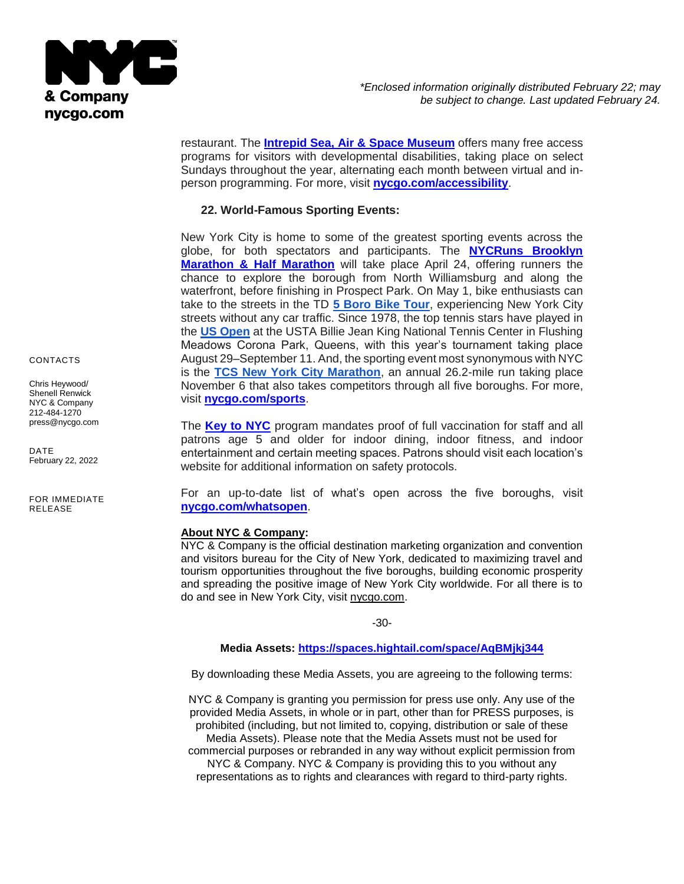*Enclosed information originally distributed February 22; may be subject to change. Last updated February 24.*

CONTACTS

Chris Heywood/
Shenell Renwick
NYC & Company
212-484-1270
press@nycgo.com

DATE
February 22, 2022

FOR IMMEDIATE RELEASE

restaurant. The **Intrepid Sea, Air & Space Museum** offers many free access programs for visitors with developmental disabilities, taking place on select Sundays throughout the year, alternating each month between virtual and in-person programming. For more, visit **nycgo.com/accessibility**.

### 22. World-Famous Sporting Events:

New York City is home to some of the greatest sporting events across the globe, for both spectators and participants. The **NYCRuns Brooklyn Marathon & Half Marathon** will take place April 24, offering runners the chance to explore the borough from North Williamsburg and along the waterfront, before finishing in Prospect Park. On May 1, bike enthusiasts can take to the streets in the TD **5 Boro Bike Tour**, experiencing New York City streets without any car traffic. Since 1978, the top tennis stars have played in the **US Open** at the USTA Billie Jean King National Tennis Center in Flushing Meadows Corona Park, Queens, with this year's tournament taking place August 29–September 11. And, the sporting event most synonymous with NYC is the **TCS New York City Marathon**, an annual 26.2-mile run taking place November 6 that also takes competitors through all five boroughs. For more, visit **nycgo.com/sports**.

The **Key to NYC** program mandates proof of full vaccination for staff and all patrons age 5 and older for indoor dining, indoor fitness, and indoor entertainment and certain meeting spaces. Patrons should visit each location's website for additional information on safety protocols.

For an up-to-date list of what's open across the five boroughs, visit **nycgo.com/whatsopen**.

**About NYC & Company:**
NYC & Company is the official destination marketing organization and convention and visitors bureau for the City of New York, dedicated to maximizing travel and tourism opportunities throughout the five boroughs, building economic prosperity and spreading the positive image of New York City worldwide. For all there is to do and see in New York City, visit nycgo.com.

-30-

**Media Assets: https://spaces.hightail.com/space/AqBMjkj344**

By downloading these Media Assets, you are agreeing to the following terms:

NYC & Company is granting you permission for press use only. Any use of the provided Media Assets, in whole or in part, other than for PRESS purposes, is prohibited (including, but not limited to, copying, distribution or sale of these Media Assets). Please note that the Media Assets must not be used for commercial purposes or rebranded in any way without explicit permission from NYC & Company. NYC & Company is providing this to you without any representations as to rights and clearances with regard to third-party rights.